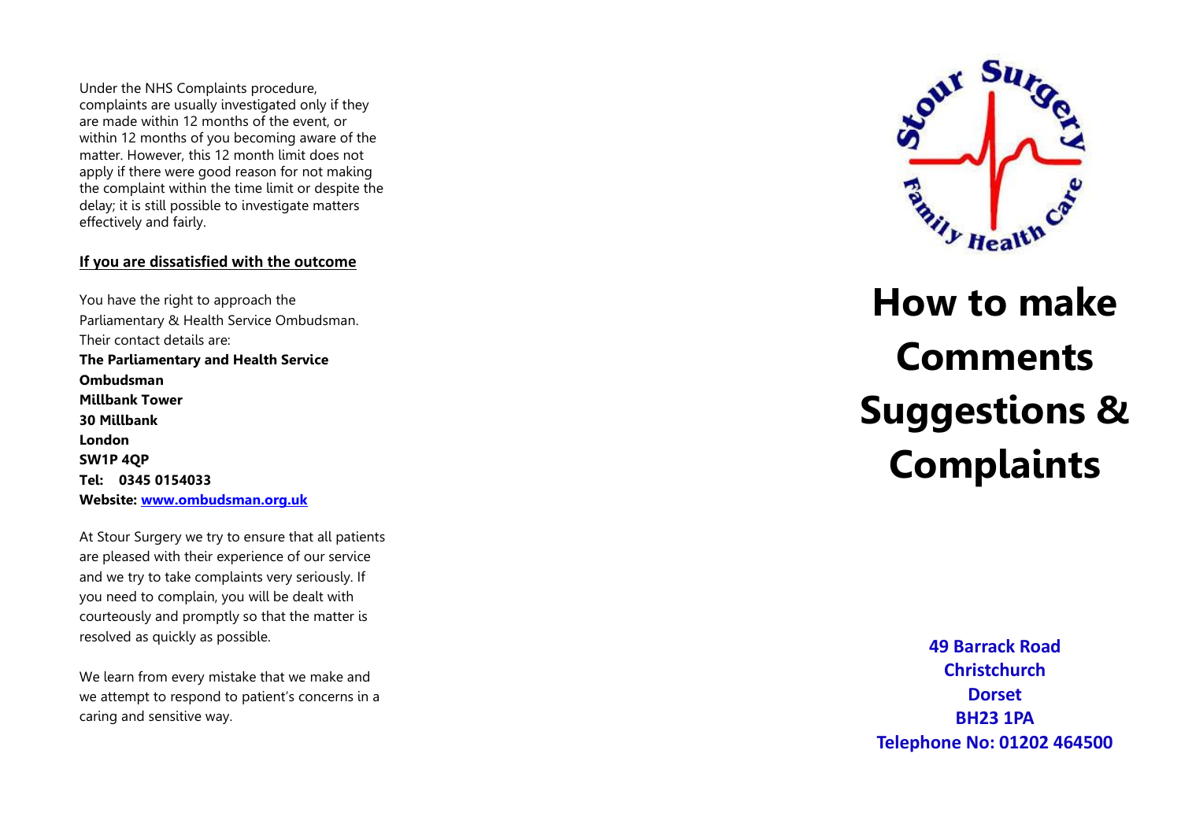Under the NHS Complaints procedure, complaints are usually investigated only if they are made within 12 months of the event, or within 12 months of you becoming aware of the matter. However, this 12 month limit does not apply if there were good reason for not making the complaint within the time limit or despite the delay; it is still possible to investigate matters effectively and fairly.

## If you are dissatisfied with the outcome

You have the right to approach the Parliamentary & Health Service Ombudsman. Their contact details are:

**The Parliamentary and Health Service Ombudsman**
**Millbank Tower**
**30 Millbank**
**London**
**SW1P 4QP**
**Tel: 0345 0154033**
**Website: www.ombudsman.org.uk**

At Stour Surgery we try to ensure that all patients are pleased with their experience of our service and we try to take complaints very seriously. If you need to complain, you will be dealt with courteously and promptly so that the matter is resolved as quickly as possible.

We learn from every mistake that we make and we attempt to respond to patient's concerns in a caring and sensitive way.

Stour Surgery Family Health Care

# How to make Comments Suggestions & Complaints

**49 Barrack Road**
**Christchurch**
**Dorset**
**BH23 1PA**
**Telephone No: 01202 464500**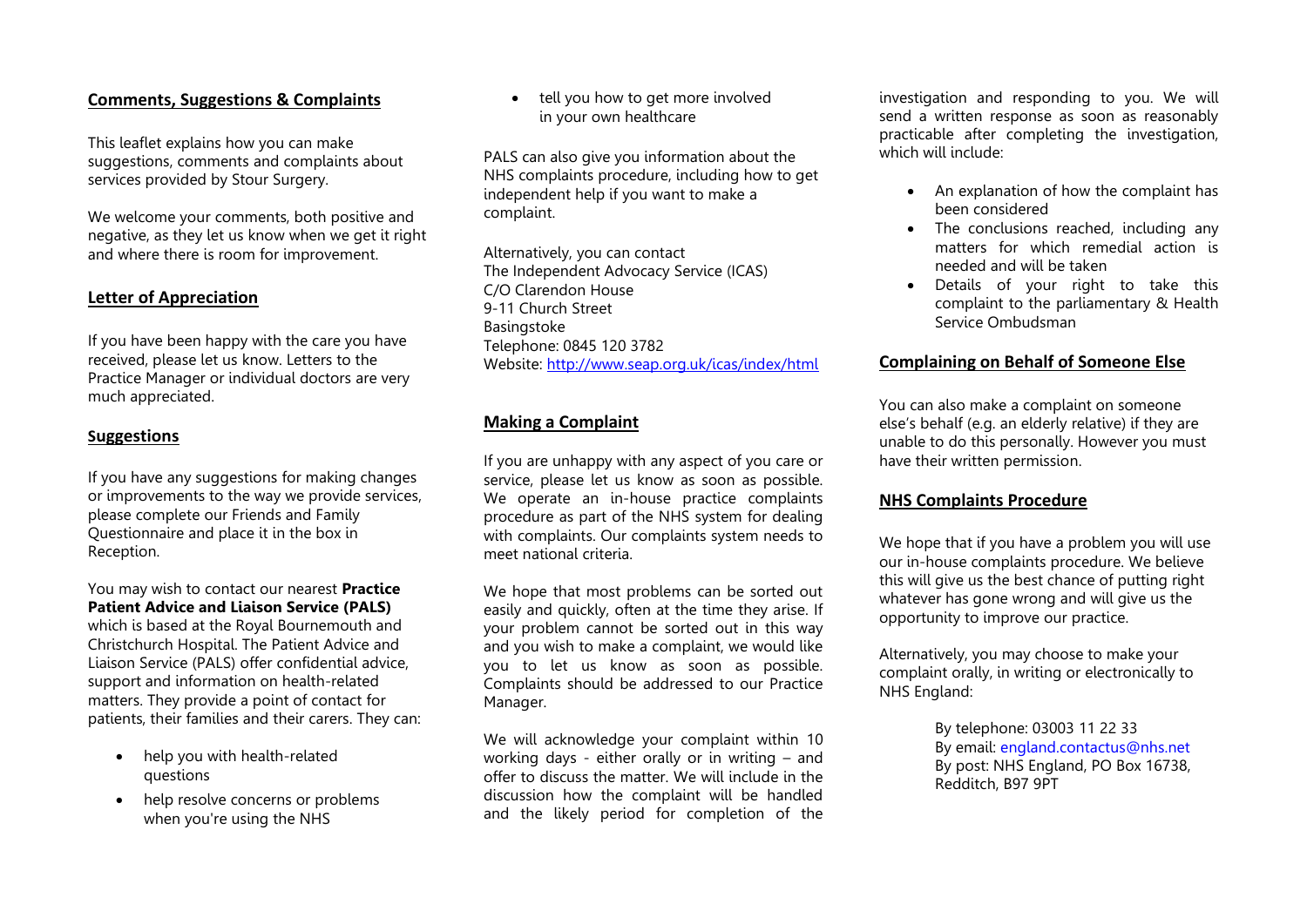## Comments, Suggestions & Complaints

This leaflet explains how you can make suggestions, comments and complaints about services provided by Stour Surgery.

We welcome your comments, both positive and negative, as they let us know when we get it right and where there is room for improvement.

## Letter of Appreciation

If you have been happy with the care you have received, please let us know. Letters to the Practice Manager or individual doctors are very much appreciated.

## Suggestions

If you have any suggestions for making changes or improvements to the way we provide services, please complete our Friends and Family Questionnaire and place it in the box in Reception.

You may wish to contact our nearest **Practice Patient Advice and Liaison Service (PALS)** which is based at the Royal Bournemouth and Christchurch Hospital. The Patient Advice and Liaison Service (PALS) offer confidential advice, support and information on health-related matters. They provide a point of contact for patients, their families and their carers. They can:

- help you with health-related questions
- help resolve concerns or problems when you're using the NHS
- tell you how to get more involved in your own healthcare

PALS can also give you information about the NHS complaints procedure, including how to get independent help if you want to make a complaint.

Alternatively, you can contact
The Independent Advocacy Service (ICAS)
C/O Clarendon House
9-11 Church Street
Basingstoke
Telephone: 0845 120 3782
Website: http://www.seap.org.uk/icas/index/html

## Making a Complaint

If you are unhappy with any aspect of you care or service, please let us know as soon as possible. We operate an in-house practice complaints procedure as part of the NHS system for dealing with complaints. Our complaints system needs to meet national criteria.

We hope that most problems can be sorted out easily and quickly, often at the time they arise. If your problem cannot be sorted out in this way and you wish to make a complaint, we would like you to let us know as soon as possible. Complaints should be addressed to our Practice Manager.

We will acknowledge your complaint within 10 working days - either orally or in writing – and offer to discuss the matter. We will include in the discussion how the complaint will be handled and the likely period for completion of the investigation and responding to you. We will send a written response as soon as reasonably practicable after completing the investigation, which will include:

- An explanation of how the complaint has been considered
- The conclusions reached, including any matters for which remedial action is needed and will be taken
- Details of your right to take this complaint to the parliamentary & Health Service Ombudsman

## Complaining on Behalf of Someone Else

You can also make a complaint on someone else's behalf (e.g. an elderly relative) if they are unable to do this personally. However you must have their written permission.

## NHS Complaints Procedure

We hope that if you have a problem you will use our in-house complaints procedure. We believe this will give us the best chance of putting right whatever has gone wrong and will give us the opportunity to improve our practice.

Alternatively, you may choose to make your complaint orally, in writing or electronically to NHS England:

By telephone: 03003 11 22 33
By email: england.contactus@nhs.net
By post: NHS England, PO Box 16738, Redditch, B97 9PT